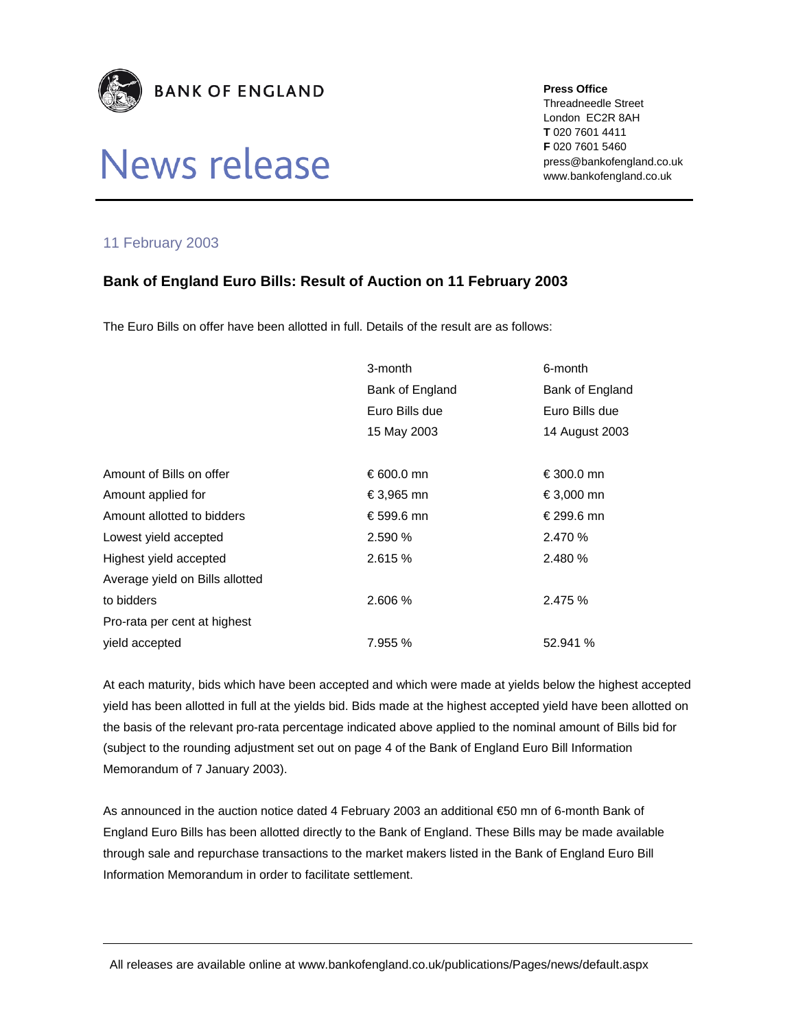**BANK OF ENGLAND**

**Press Office**
Threadneedle Street
London EC2R 8AH
**T** 020 7601 4411
**F** 020 7601 5460
press@bankofengland.co.uk
www.bankofengland.co.uk

# News release

11 February 2003

## Bank of England Euro Bills: Result of Auction on 11 February 2003

The Euro Bills on offer have been allotted in full. Details of the result are as follows:

| | 3-month Bank of England Euro Bills due 15 May 2003 | 6-month Bank of England Euro Bills due 14 August 2003 |
|---|---|---|
| Amount of Bills on offer | € 600.0 mn | € 300.0 mn |
| Amount applied for | € 3,965 mn | € 3,000 mn |
| Amount allotted to bidders | € 599.6 mn | € 299.6 mn |
| Lowest yield accepted | 2.590 % | 2.470 % |
| Highest yield accepted | 2.615 % | 2.480 % |
| Average yield on Bills allotted to bidders | 2.606 % | 2.475 % |
| Pro-rata per cent at highest yield accepted | 7.955 % | 52.941 % |

At each maturity, bids which have been accepted and which were made at yields below the highest accepted yield has been allotted in full at the yields bid. Bids made at the highest accepted yield have been allotted on the basis of the relevant pro-rata percentage indicated above applied to the nominal amount of Bills bid for (subject to the rounding adjustment set out on page 4 of the Bank of England Euro Bill Information Memorandum of 7 January 2003).

As announced in the auction notice dated 4 February 2003 an additional €50 mn of 6-month Bank of England Euro Bills has been allotted directly to the Bank of England. These Bills may be made available through sale and repurchase transactions to the market makers listed in the Bank of England Euro Bill Information Memorandum in order to facilitate settlement.

All releases are available online at www.bankofengland.co.uk/publications/Pages/news/default.aspx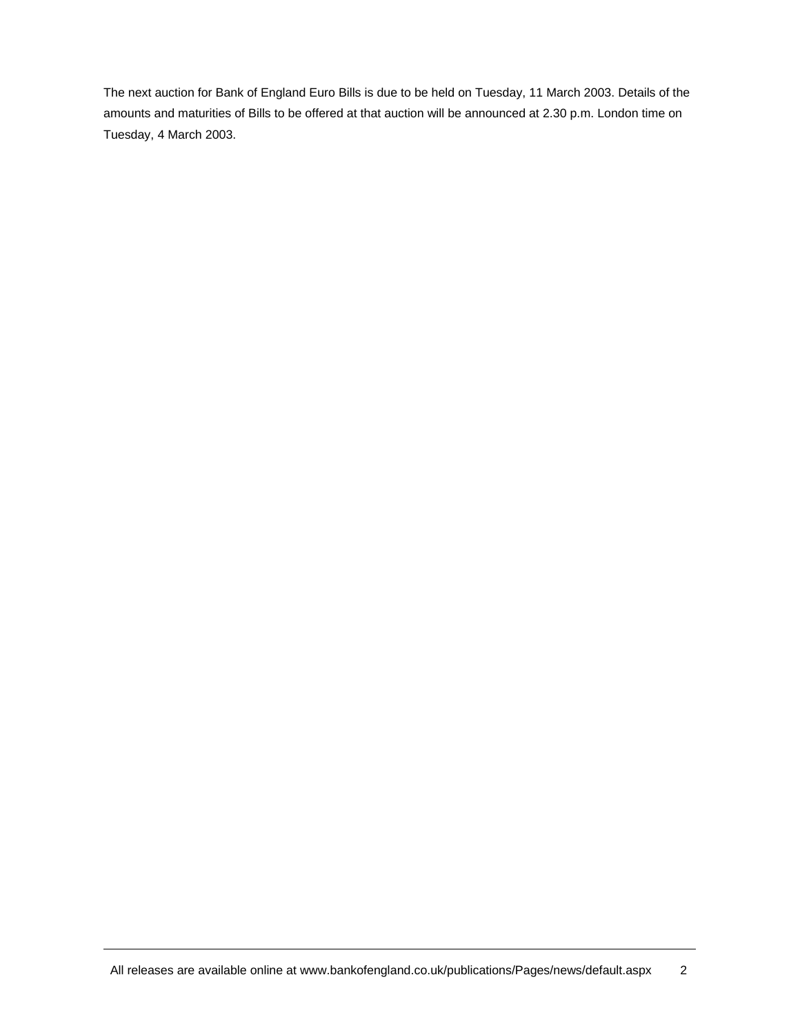The next auction for Bank of England Euro Bills is due to be held on Tuesday, 11 March 2003. Details of the amounts and maturities of Bills to be offered at that auction will be announced at 2.30 p.m. London time on Tuesday, 4 March 2003.